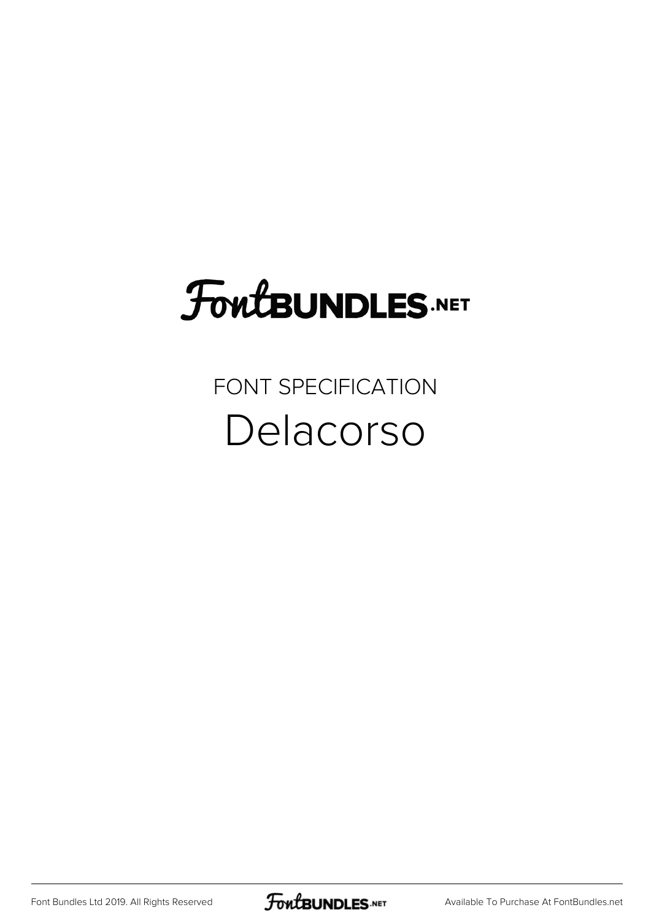FontBUNDLES.NET

FONT SPECIFICATION

# Delacorso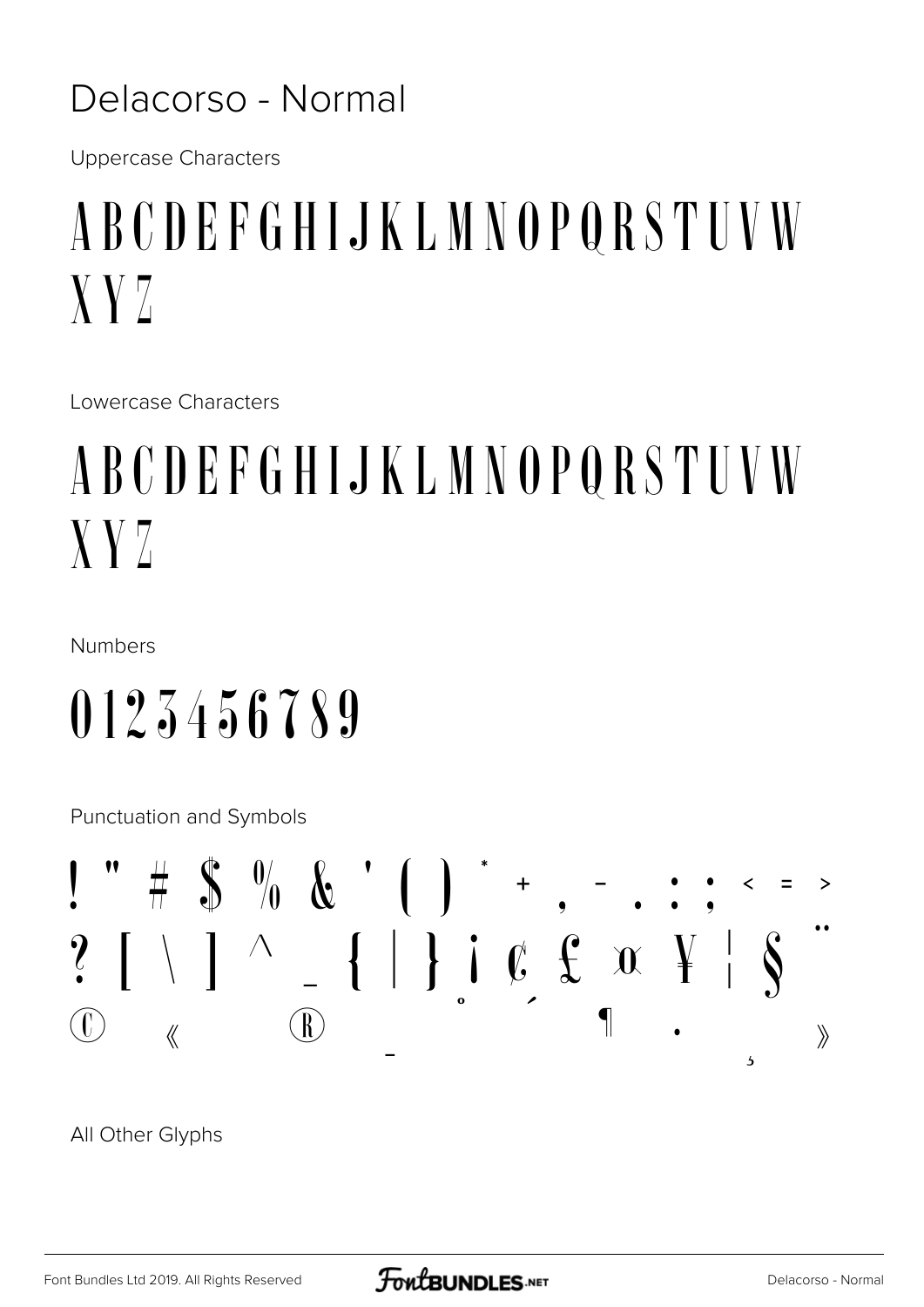# Delacorso - Normal

Uppercase Characters

A B C D E F G H I J K L M N O P Q R S T U V W X Y Z

Lowercase Characters

A B C D E F G H I J K L M N O P Q R S T U V W X Y Z

Numbers

0 1 2 3 4 5 6 7 8 9

Punctuation and Symbols

! " # $ % & ' ( ) * + , - . : ; < = > ? [ \ ] ^ _ { | } ¡ ¢ £ ¤ ¥ ¦ § ¨ © « ® ¯ ° ´ ¶ · ¸ »

All Other Glyphs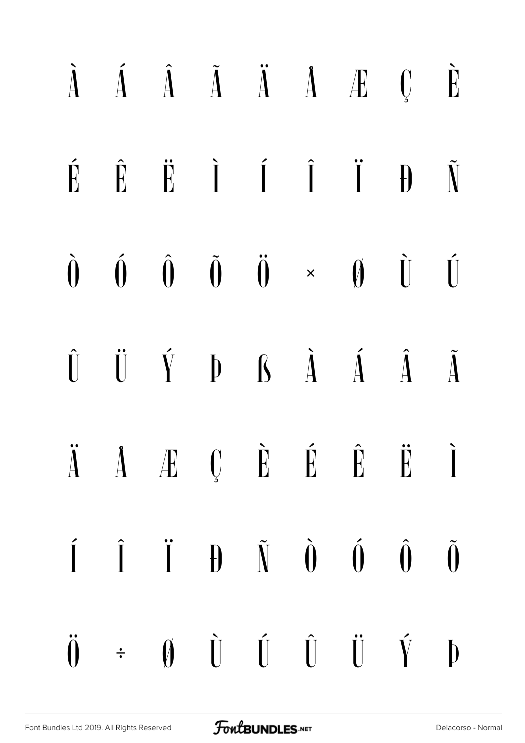À Á Â Ã Ä Å Æ Ç È

É Ê Ë Ì Í Î Ï Ð Ñ

Ò Ó Ô Õ Ö × Ø Ù Ú

Û Ü Ý Þ ß à á â ã

ä å æ ç è é ê ë ì

í î ï ð ñ ò ó ô õ

ö ÷ ø ù ú û ü ý þ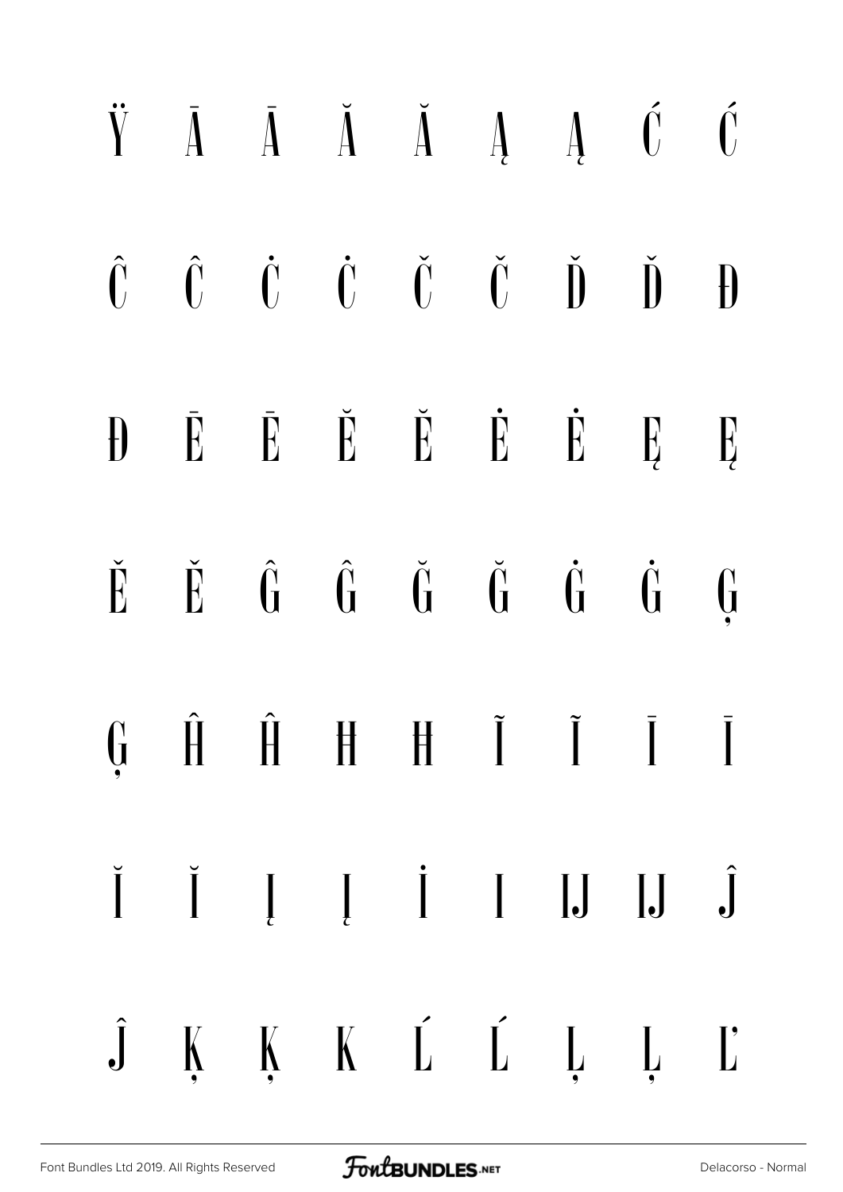Ÿ Ā Ā Ă Ă Ą Ą Ć Ć

Ĉ Ĉ Ċ Ċ Č Č Ď Ď Đ

Đ Ē Ē Ĕ Ĕ Ė Ė Ę Ę

Ě Ě Ĝ Ĝ Ğ Ğ Ġ Ġ Ģ

Ģ Ĥ Ĥ Ħ Ħ Ĩ Ĩ Ī Ī

Ĭ Ĭ Į Į İ I Ĳ Ĳ Ĵ

Ĵ Ķ Ķ K Ĺ Ĺ Ļ Ļ Ľ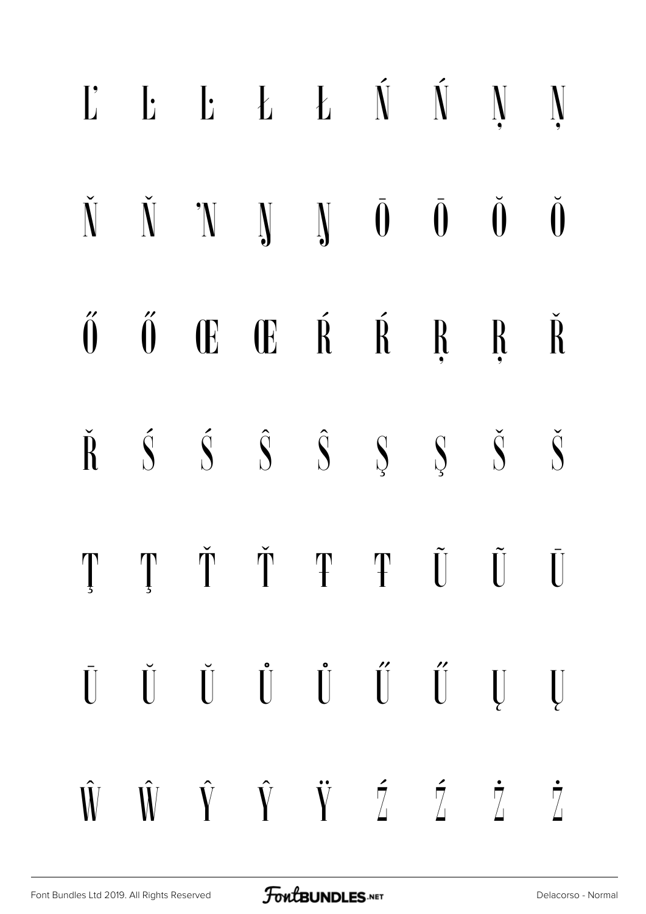Ľ Ŀ Ŀ Ł Ł Ń Ń Ņ Ņ

Ň Ň ŉ Ŋ Ŋ Ō Ō Ŏ Ŏ

Ő Ő Œ Œ Ŕ Ŕ Ŗ Ŗ Ř

Ř Ś Ś Ŝ Ŝ Ş Ş Š Š

Ţ Ţ Ť Ť Ŧ Ŧ Ũ Ũ Ū

Ū Ŭ Ŭ Ů Ů Ű Ű Ų Ų

Ŵ Ŵ Ŷ Ŷ Ÿ Ź Ź Ż Ż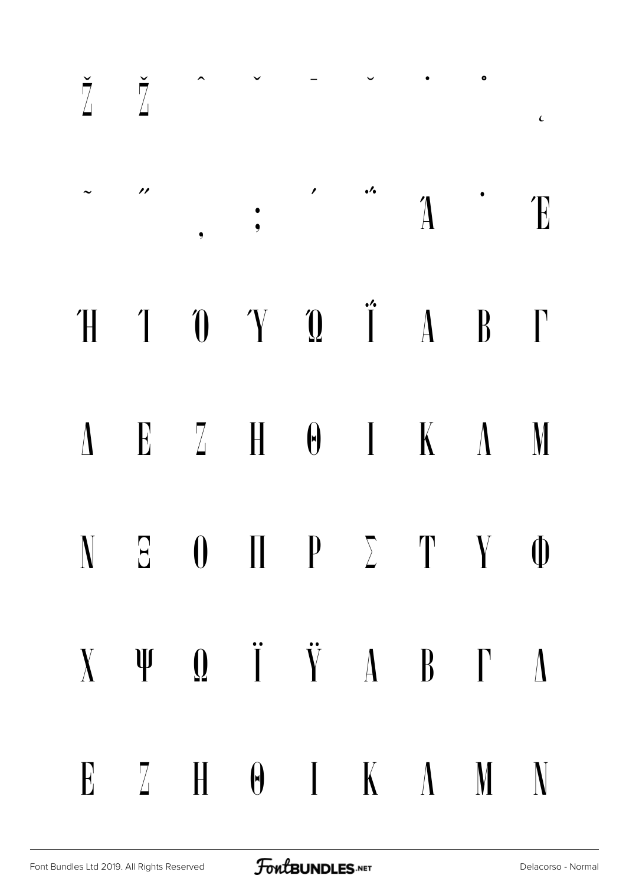Ž ž ˆ ˇ ˉ ˘ ˙ ˚ ˛

˜ ˝ ͵ ; ΄ ΅ Ά · Έ

Ή Ί Ό Ύ Ώ ΐ Α Β Γ

Δ Ε Ζ Η Θ Ι Κ Λ Μ

Ν Ξ Ο Π Ρ Σ Τ Υ Φ

Χ Ψ Ω Ϊ Ϋ α β γ δ

ε ζ η θ ι κ λ μ ν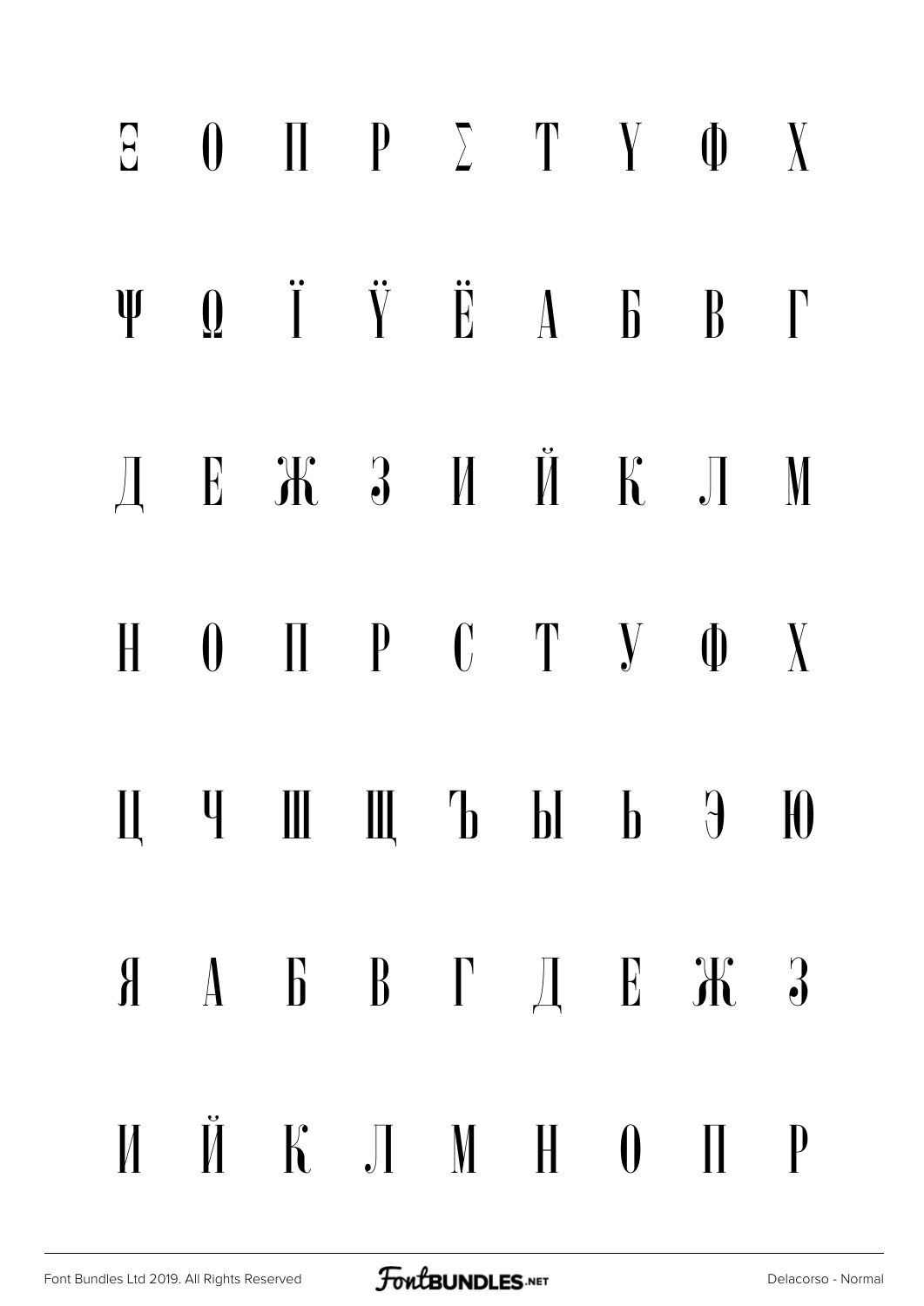Ξ Ο Π Ρ Σ Τ Υ Φ Χ

Ψ Ω Ϊ Ϋ Ё А Б В Г

Д Е Ж З И Й К Л М

Н О П Р С Т У Ф Х

Ц Ч Ш Щ Ъ Ы Ь Э Ю

Я А Б В Г Д Е Ж З

И Й К Л М Н О П Р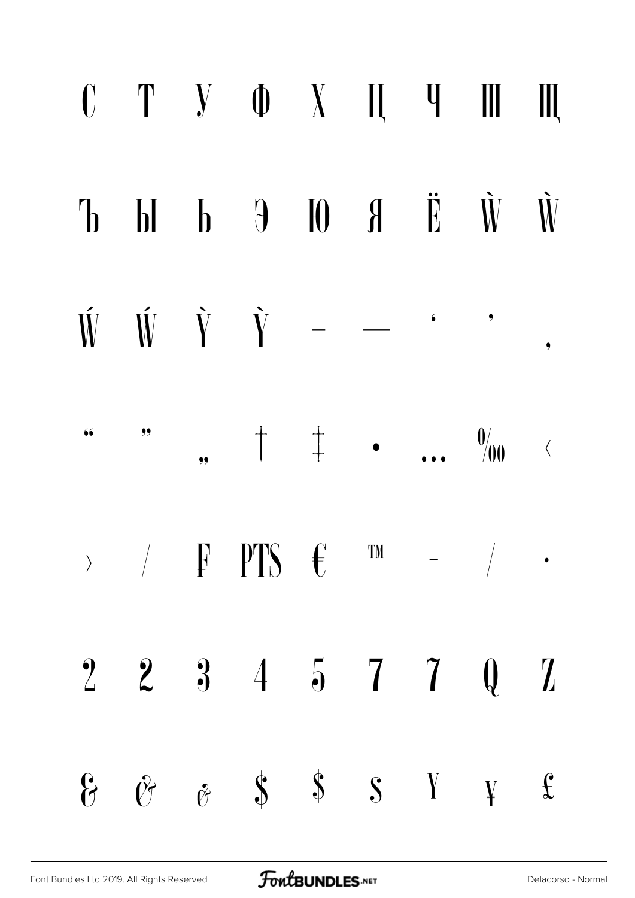С Т У Ф Х Ц Ч Ш Щ

Ъ Ы Ь Э Ю Я Ё Ẁ ẁ

Ẃ ẃ Ỳ ỳ – — ‘ ’ ‚

“ ” „ † ‡ • … ‰ ‹

› ⁄ ₣ ₧ € ™ − ∕ ∙

2 2 3 4 5 7 7 Q Z

& & & $ $ $ ¥ ¥ £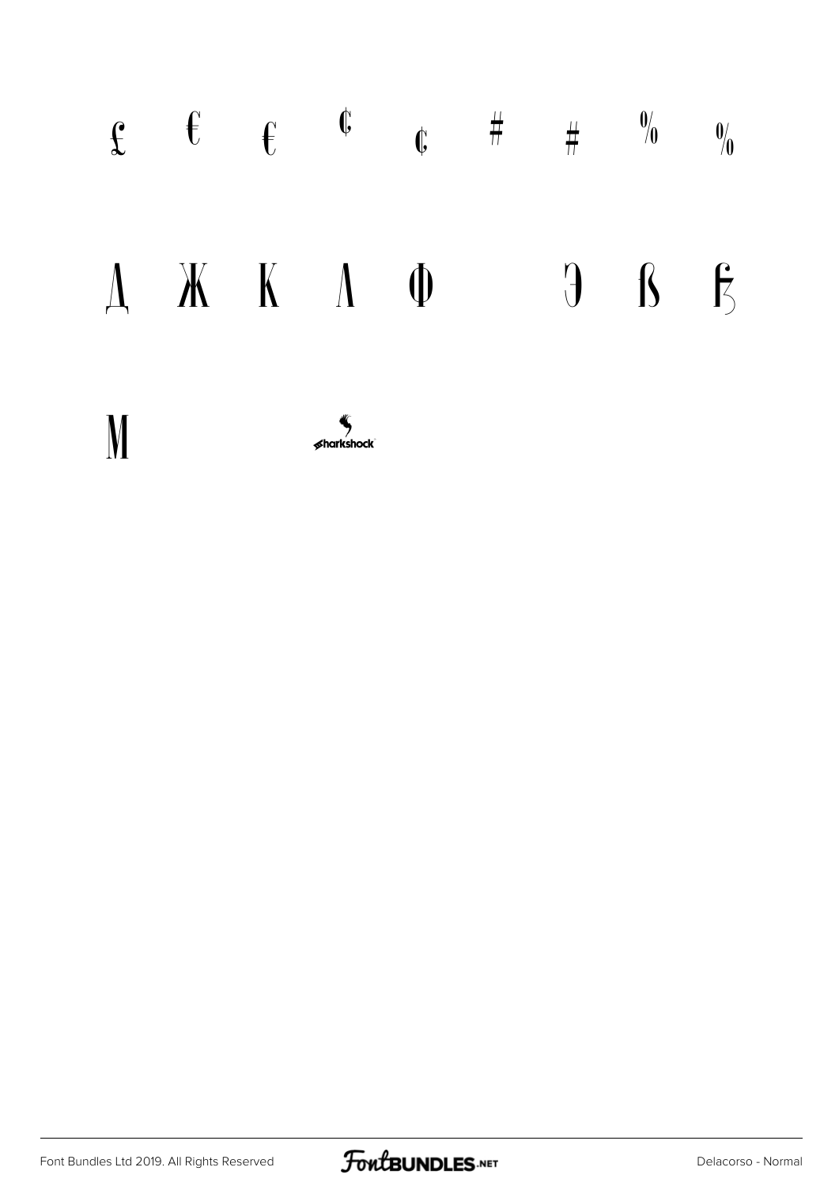£ € € ¢ ¢ # # % %

Д Ж К Л Ф Э ß Ƒ

M sharkshock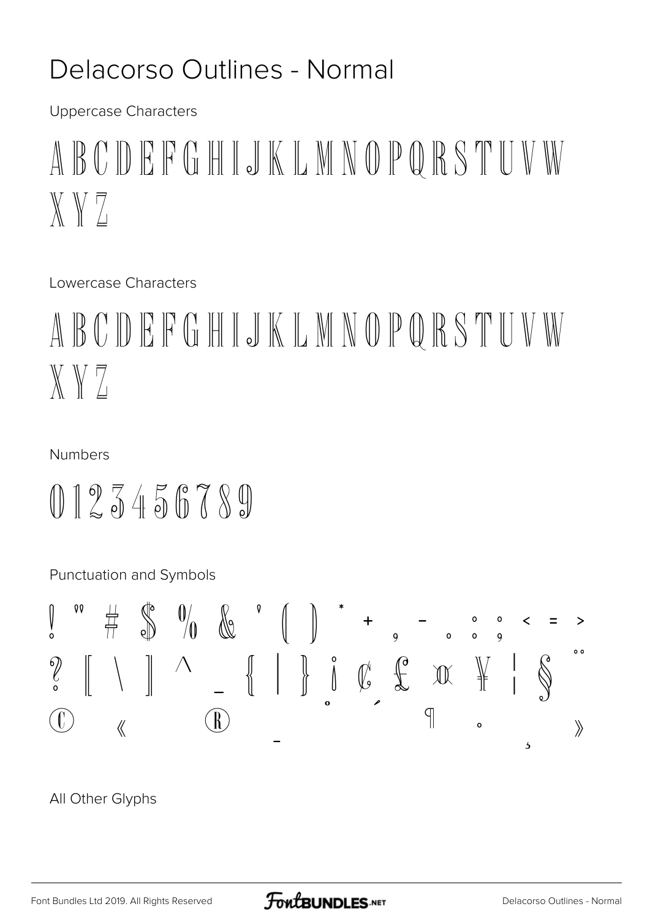# Delacorso Outlines - Normal

Uppercase Characters

A B C D E F G H I J K L M N O P Q R S T U V W X Y Z

Lowercase Characters

A B C D E F G H I J K L M N O P Q R S T U V W X Y Z

Numbers

0 1 2 3 4 5 6 7 8 9

Punctuation and Symbols

! " # $ % & ' ( ) * + , - . : ; < = >

? [ \ ] ^ _ { | } ¡ ¢ £ ¤ ¥ ¦ § ¨

© « ® ¯ ° ´ ¶ · ¸ »

All Other Glyphs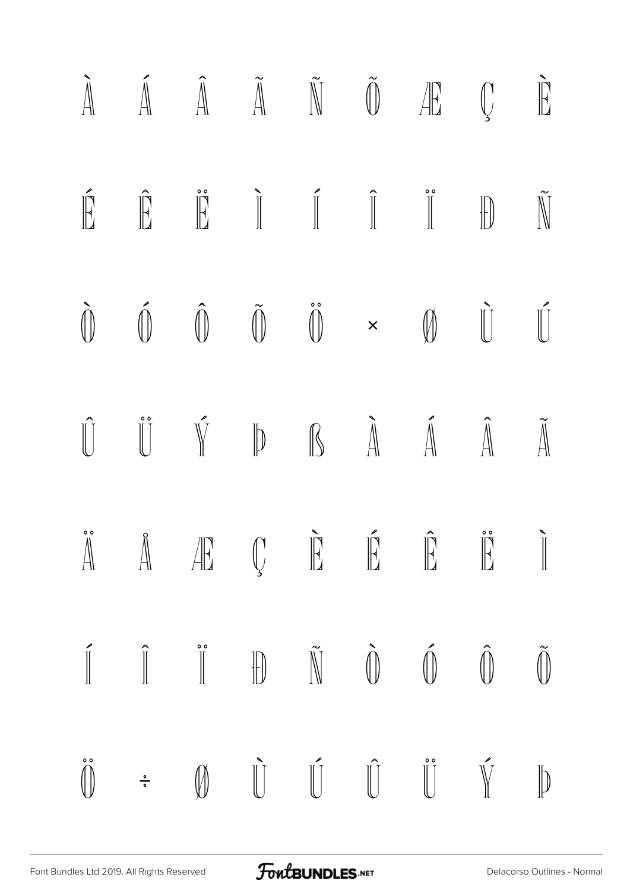À Á Â Ã Ñ Õ Æ Ç È

É Ê Ë Ì Í Î Ï Đ Ñ

Ò Ó Ô Õ Ö × Ø Ù Ú

Û Ü Ý Þ ß À Á Â Ã

Ä Å Æ Ç È É Ê Ë Ì

Í Î Ï Đ Ñ Ò Ó Ô Õ

Ö ÷ Ø Ù Ú Û Ü Ý Þ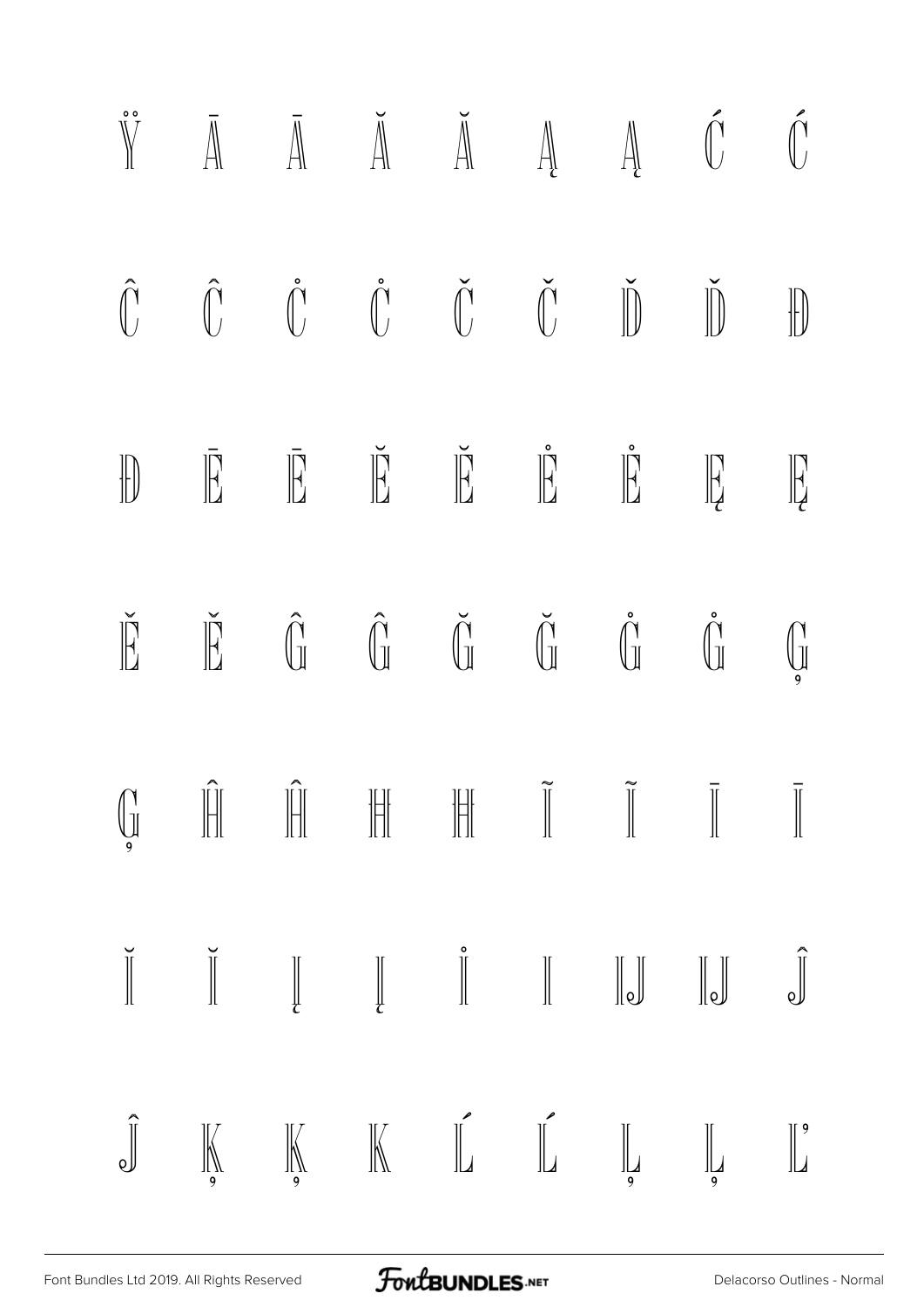Ÿ Ā Ā Ă Ă Ą Ą Ć Ć

Ĉ Ĉ Ċ Ċ Č Č Ď Ď Đ

Đ Ē Ē Ĕ Ĕ Ė Ė Ę Ę

Ě Ě Ĝ Ĝ Ğ Ğ Ġ Ġ Ģ

Ģ Ĥ Ĥ Ħ Ħ Ĩ Ĩ Ī Ī

Ĭ Ĭ Į Į İ I Ĳ Ĳ Ĵ

Ĵ Ķ Ķ K Ĺ Ĺ Ļ Ļ Ľ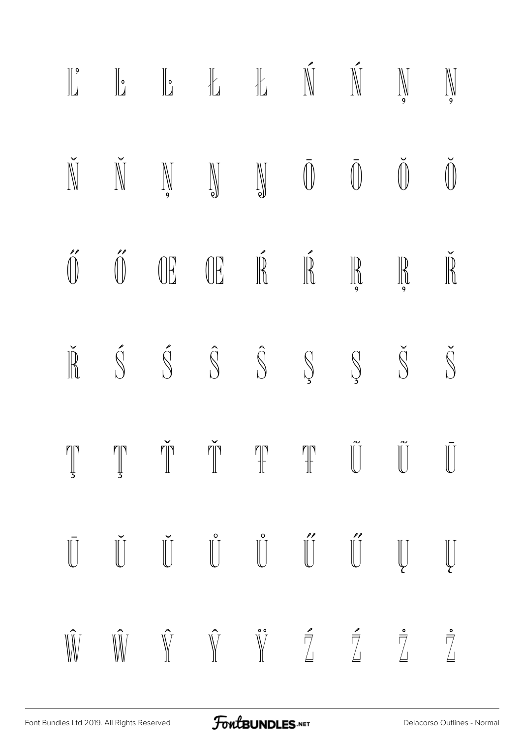Ľ Ŀ Ŀ Ł Ł Ń Ń Ņ Ņ

Ň Ň Ņ Ŋ Ŋ Ō Ō Ŏ Ŏ

Ő Ő Œ Œ Ŕ Ŕ Ŗ Ŗ Ř

Ř Ś Ś Ŝ Ŝ Ş Ş Š Š

Ţ Ţ Ť Ť Ŧ Ŧ Ũ Ũ Ū

Ū Ŭ Ŭ Ů Ů Ű Ű Ų Ų

Ŵ Ŵ Ŷ Ŷ Ÿ Ź Ź Ż Ż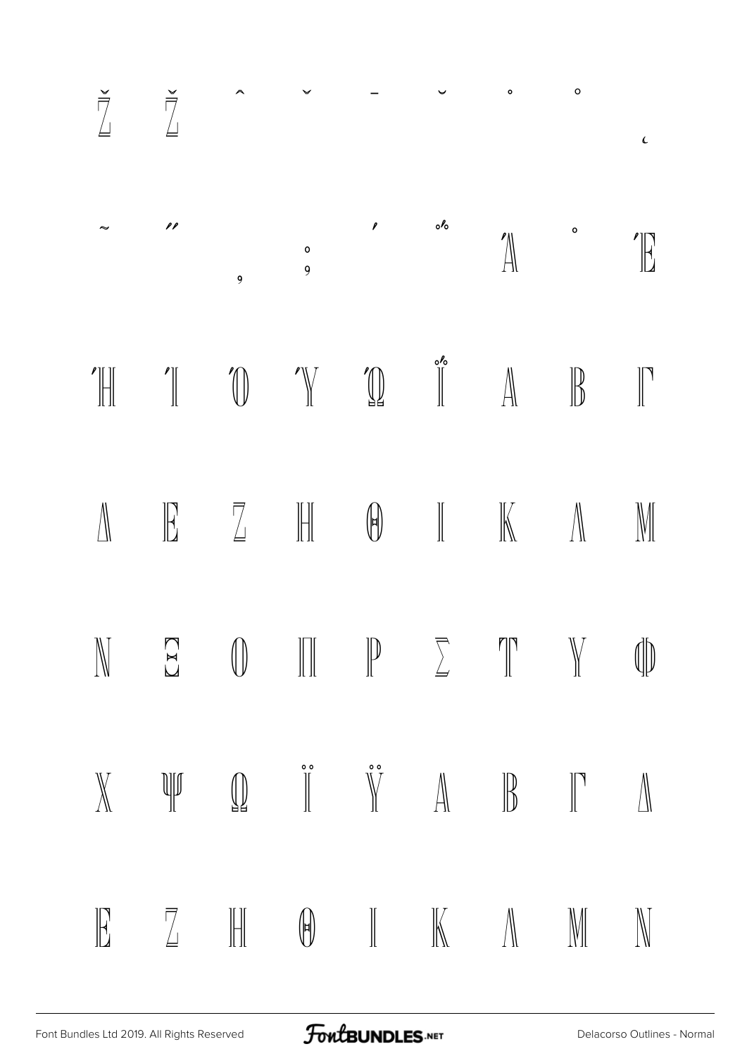Ž Ž ˆ ˇ ¯ ˘ ˙ ˚ ˛

˜ ˝ ͺ ; ΄ ΅ Ά · Έ

Ή Ί Ό Ύ Ώ ΐ Α Β Γ

Δ Ε Ζ Η Θ Ι Κ Λ Μ

Ν Ξ Ο Π Ρ Σ Τ Υ Φ

Χ Ψ Ω Ϊ Ϋ ά έ ή ί

ΰ α β γ δ ε ζ η θ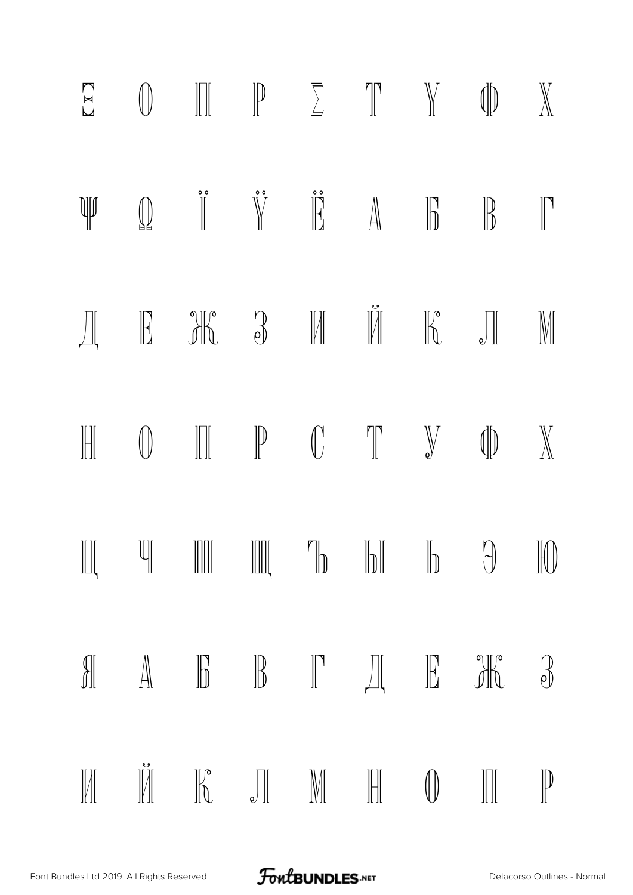Ξ Ο Π Ρ Σ Τ Υ Φ Χ

Ψ Ω Ϊ Ϋ Ё А Б В Г

Д Е Ж З И Й К Л М

Н О П Р С Т У Ф Х

Ц Ч Ш Щ Ъ Ы Ь Э Ю

Я а б в г д е ж з

и й к л м н о п р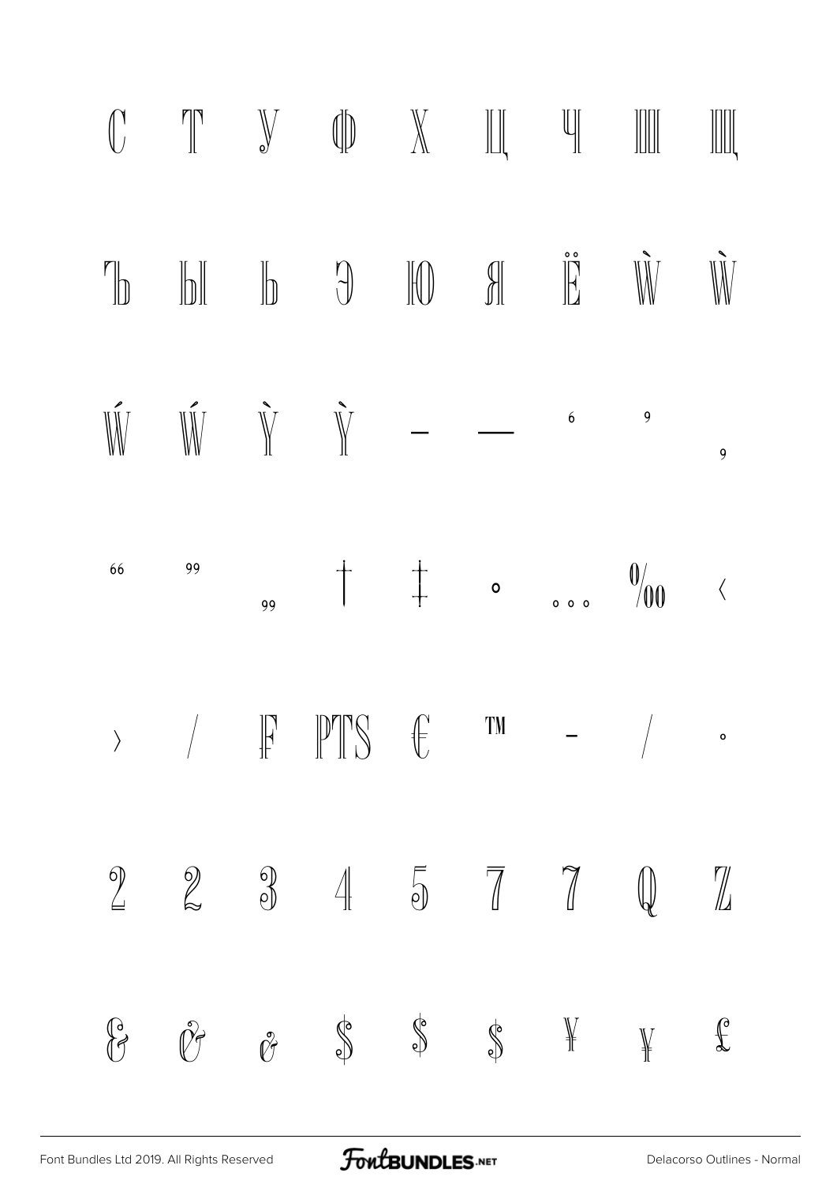С Т У Ф Х Ц Ч Ш Щ

Ъ Ы Ь Э Ю Я Ё Ẁ ẁ

Ẃ ẃ Ỳ ỳ – — ‘ ’ ‚

“ ” „ † ‡ • … ‰ ‹

› ⁄ ₣ ₧ € ™ − ∕ ∙

2 2 3 4 5 7 7 Q Z

& & & $ $ $ ¥ ¥ £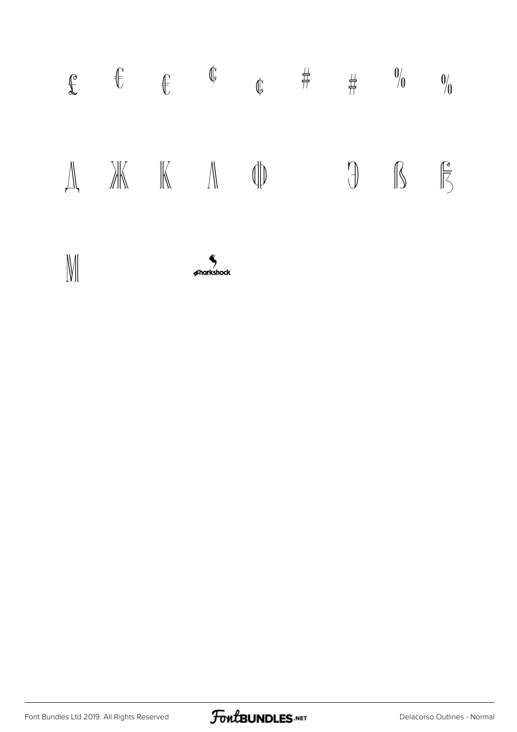£ ₠ ₠ ₵ ₵ ♯ ♯ % %

Д Ж К Л Ф Э ß ß

М

sharkshock